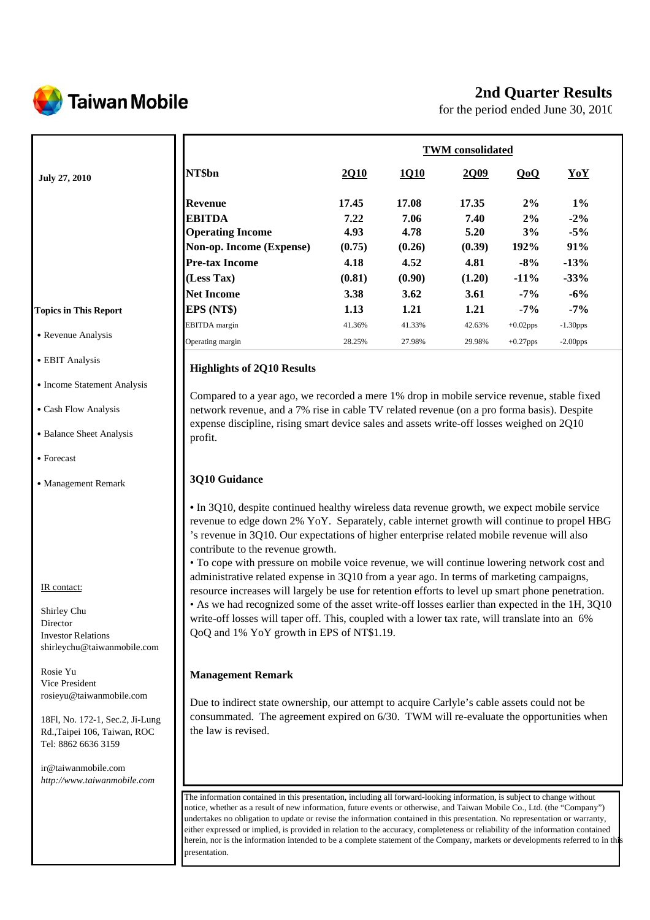# Taiwan Mobile

## 2nd Quarter Results

for the period ended June 30, 2010

**July 27, 2010**

| NT$bn | 2Q10 | 1Q10 | 2Q09 | QoQ | YoY |
|---|---|---|---|---|---|
| | **TWM consolidated** | | | | |
| **Revenue** | **17.45** | **17.08** | **17.35** | **2%** | **1%** |
| **EBITDA** | **7.22** | **7.06** | **7.40** | **2%** | **-2%** |
| **Operating Income** | **4.93** | **4.78** | **5.20** | **3%** | **-5%** |
| **Non-op. Income (Expense)** | **(0.75)** | **(0.26)** | **(0.39)** | **192%** | **91%** |
| **Pre-tax Income** | **4.18** | **4.52** | **4.81** | **-8%** | **-13%** |
| **(Less Tax)** | **(0.81)** | **(0.90)** | **(1.20)** | **-11%** | **-33%** |
| **Net Income** | **3.38** | **3.62** | **3.61** | **-7%** | **-6%** |
| **EPS (NT$)** | **1.13** | **1.21** | **1.21** | **-7%** | **-7%** |
| EBITDA margin | 41.36% | 41.33% | 42.63% | +0.02pps | -1.30pps |
| Operating margin | 28.25% | 27.98% | 29.98% | +0.27pps | -2.00pps |

**Topics in This Report**

- Revenue Analysis
- EBIT Analysis
- Income Statement Analysis
- Cash Flow Analysis
- Balance Sheet Analysis
- Forecast
- Management Remark

### Highlights of 2Q10 Results

Compared to a year ago, we recorded a mere 1% drop in mobile service revenue, stable fixed network revenue, and a 7% rise in cable TV related revenue (on a pro forma basis). Despite expense discipline, rising smart device sales and assets write-off losses weighed on 2Q10 profit.

### 3Q10 Guidance

- In 3Q10, despite continued healthy wireless data revenue growth, we expect mobile service revenue to edge down 2% YoY. Separately, cable internet growth will continue to propel HBG 's revenue in 3Q10. Our expectations of higher enterprise related mobile revenue will also contribute to the revenue growth.
- To cope with pressure on mobile voice revenue, we will continue lowering network cost and administrative related expense in 3Q10 from a year ago. In terms of marketing campaigns, resource increases will largely be use for retention efforts to level up smart phone penetration.
- As we had recognized some of the asset write-off losses earlier than expected in the 1H, 3Q10 write-off losses will taper off. This, coupled with a lower tax rate, will translate into an 6% QoQ and 1% YoY growth in EPS of NT$1.19.

### Management Remark

Due to indirect state ownership, our attempt to acquire Carlyle's cable assets could not be consummated. The agreement expired on 6/30. TWM will re-evaluate the opportunities when the law is revised.

IR contact:

Shirley Chu
Director
Investor Relations
shirleychu@taiwanmobile.com

Rosie Yu
Vice President
rosieyu@taiwanmobile.com

18Fl, No. 172-1, Sec.2, Ji-Lung Rd.,Taipei 106, Taiwan, ROC
Tel: 8862 6636 3159

ir@taiwanmobile.com
*http://www.taiwanmobile.com*

The information contained in this presentation, including all forward-looking information, is subject to change without notice, whether as a result of new information, future events or otherwise, and Taiwan Mobile Co., Ltd. (the "Company") undertakes no obligation to update or revise the information contained in this presentation. No representation or warranty, either expressed or implied, is provided in relation to the accuracy, completeness or reliability of the information contained herein, nor is the information intended to be a complete statement of the Company, markets or developments referred to in this presentation.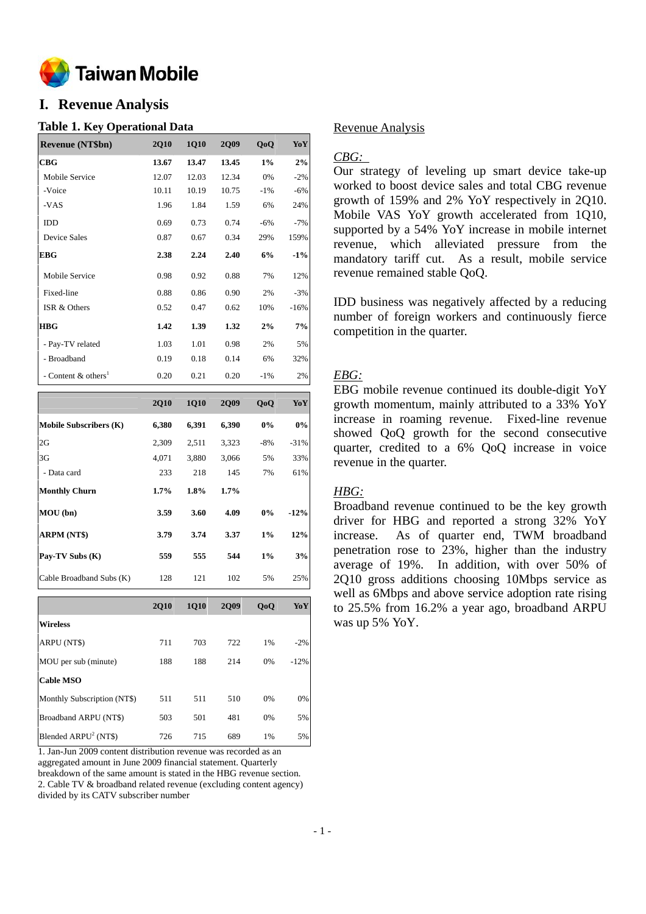# I. Revenue Analysis

### Table 1. Key Operational Data

| Revenue (NT$bn) | 2Q10 | 1Q10 | 2Q09 | QoQ | YoY |
|---|---|---|---|---|---|
| **CBG** | **13.67** | **13.47** | **13.45** | **1%** | **2%** |
| Mobile Service | 12.07 | 12.03 | 12.34 | 0% | -2% |
| -Voice | 10.11 | 10.19 | 10.75 | -1% | -6% |
| -VAS | 1.96 | 1.84 | 1.59 | 6% | 24% |
| IDD | 0.69 | 0.73 | 0.74 | -6% | -7% |
| Device Sales | 0.87 | 0.67 | 0.34 | 29% | 159% |
| **EBG** | **2.38** | **2.24** | **2.40** | **6%** | **-1%** |
| Mobile Service | 0.98 | 0.92 | 0.88 | 7% | 12% |
| Fixed-line | 0.88 | 0.86 | 0.90 | 2% | -3% |
| ISR & Others | 0.52 | 0.47 | 0.62 | 10% | -16% |
| **HBG** | **1.42** | **1.39** | **1.32** | **2%** | **7%** |
| - Pay-TV related | 1.03 | 1.01 | 0.98 | 2% | 5% |
| - Broadband | 0.19 | 0.18 | 0.14 | 6% | 32% |
| - Content & others[1] | 0.20 | 0.21 | 0.20 | -1% | 2% |

| | 2Q10 | 1Q10 | 2Q09 | QoQ | YoY |
|---|---|---|---|---|---|
| **Mobile Subscribers (K)** | **6,380** | **6,391** | **6,390** | **0%** | **0%** |
| 2G | 2,309 | 2,511 | 3,323 | -8% | -31% |
| 3G | 4,071 | 3,880 | 3,066 | 5% | 33% |
| - Data card | 233 | 218 | 145 | 7% | 61% |
| **Monthly Churn** | **1.7%** | **1.8%** | **1.7%** | | |
| **MOU (bn)** | **3.59** | **3.60** | **4.09** | **0%** | **-12%** |
| **ARPM (NT$)** | **3.79** | **3.74** | **3.37** | **1%** | **12%** |
| **Pay-TV Subs (K)** | **559** | **555** | **544** | **1%** | **3%** |
| Cable Broadband Subs (K) | 128 | 121 | 102 | 5% | 25% |

| | 2Q10 | 1Q10 | 2Q09 | QoQ | YoY |
|---|---|---|---|---|---|
| **Wireless** | | | | | |
| ARPU (NT$) | 711 | 703 | 722 | 1% | -2% |
| MOU per sub (minute) | 188 | 188 | 214 | 0% | -12% |
| **Cable MSO** | | | | | |
| Monthly Subscription (NT$) | 511 | 511 | 510 | 0% | 0% |
| Broadband ARPU (NT$) | 503 | 501 | 481 | 0% | 5% |
| Blended ARPU[2] (NT$) | 726 | 715 | 689 | 1% | 5% |

1. Jan-Jun 2009 content distribution revenue was recorded as an aggregated amount in June 2009 financial statement. Quarterly breakdown of the same amount is stated in the HBG revenue section.
2. Cable TV & broadband related revenue (excluding content agency) divided by its CATV subscriber number

Revenue Analysis

*CBG:*

Our strategy of leveling up smart device take-up worked to boost device sales and total CBG revenue growth of 159% and 2% YoY respectively in 2Q10. Mobile VAS YoY growth accelerated from 1Q10, supported by a 54% YoY increase in mobile internet revenue, which alleviated pressure from the mandatory tariff cut. As a result, mobile service revenue remained stable QoQ.

IDD business was negatively affected by a reducing number of foreign workers and continuously fierce competition in the quarter.

*EBG:*

EBG mobile revenue continued its double-digit YoY growth momentum, mainly attributed to a 33% YoY increase in roaming revenue. Fixed-line revenue showed QoQ growth for the second consecutive quarter, credited to a 6% QoQ increase in voice revenue in the quarter.

*HBG:*

Broadband revenue continued to be the key growth driver for HBG and reported a strong 32% YoY increase. As of quarter end, TWM broadband penetration rose to 23%, higher than the industry average of 19%. In addition, with over 50% of 2Q10 gross additions choosing 10Mbps service as well as 6Mbps and above service adoption rate rising to 25.5% from 16.2% a year ago, broadband ARPU was up 5% YoY.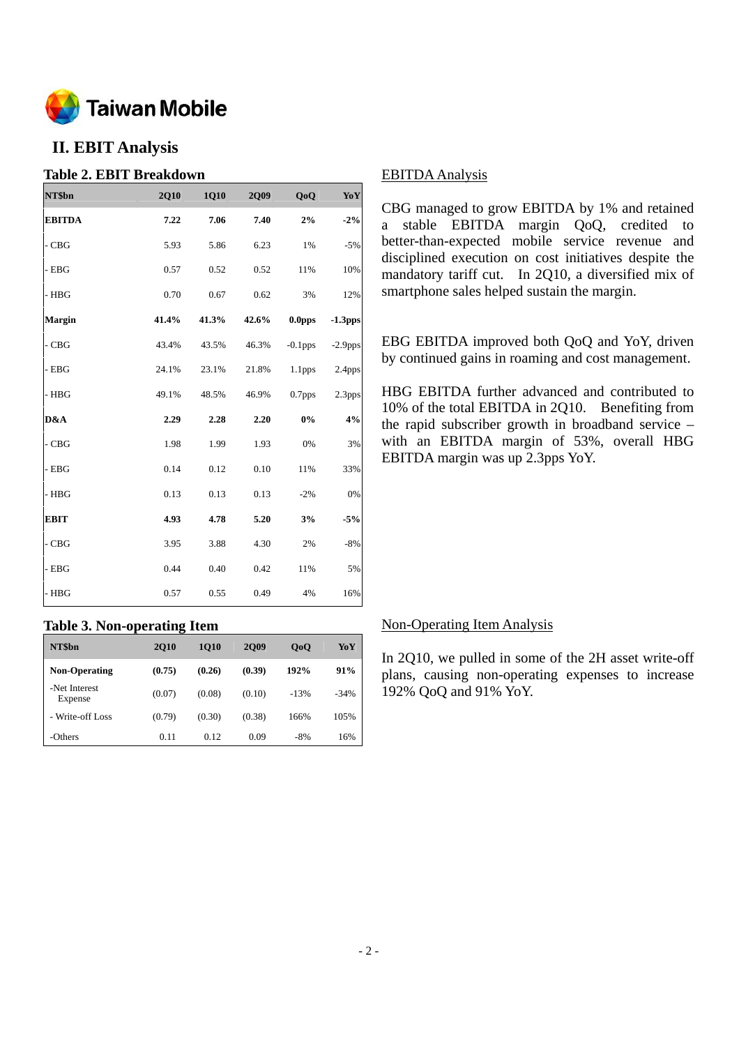## II. EBIT Analysis

### Table 2. EBIT Breakdown

| NT$bn | 2Q10 | 1Q10 | 2Q09 | QoQ | YoY |
|---|---|---|---|---|---|
| **EBITDA** | **7.22** | **7.06** | **7.40** | **2%** | **-2%** |
| - CBG | 5.93 | 5.86 | 6.23 | 1% | -5% |
| - EBG | 0.57 | 0.52 | 0.52 | 11% | 10% |
| - HBG | 0.70 | 0.67 | 0.62 | 3% | 12% |
| **Margin** | **41.4%** | **41.3%** | **42.6%** | **0.0pps** | **-1.3pps** |
| - CBG | 43.4% | 43.5% | 46.3% | -0.1pps | -2.9pps |
| - EBG | 24.1% | 23.1% | 21.8% | 1.1pps | 2.4pps |
| - HBG | 49.1% | 48.5% | 46.9% | 0.7pps | 2.3pps |
| **D&A** | **2.29** | **2.28** | **2.20** | **0%** | **4%** |
| - CBG | 1.98 | 1.99 | 1.93 | 0% | 3% |
| - EBG | 0.14 | 0.12 | 0.10 | 11% | 33% |
| - HBG | 0.13 | 0.13 | 0.13 | -2% | 0% |
| **EBIT** | **4.93** | **4.78** | **5.20** | **3%** | **-5%** |
| - CBG | 3.95 | 3.88 | 4.30 | 2% | -8% |
| - EBG | 0.44 | 0.40 | 0.42 | 11% | 5% |
| - HBG | 0.57 | 0.55 | 0.49 | 4% | 16% |

<u>EBITDA Analysis</u>

CBG managed to grow EBITDA by 1% and retained a stable EBITDA margin QoQ, credited to better-than-expected mobile service revenue and disciplined execution on cost initiatives despite the mandatory tariff cut. In 2Q10, a diversified mix of smartphone sales helped sustain the margin.

EBG EBITDA improved both QoQ and YoY, driven by continued gains in roaming and cost management.

HBG EBITDA further advanced and contributed to 10% of the total EBITDA in 2Q10. Benefiting from the rapid subscriber growth in broadband service – with an EBITDA margin of 53%, overall HBG EBITDA margin was up 2.3pps YoY.

### Table 3. Non-operating Item

| NT$bn | 2Q10 | 1Q10 | 2Q09 | QoQ | YoY |
|---|---|---|---|---|---|
| **Non-Operating** | **(0.75)** | **(0.26)** | **(0.39)** | **192%** | **91%** |
| -Net Interest Expense | (0.07) | (0.08) | (0.10) | -13% | -34% |
| - Write-off Loss | (0.79) | (0.30) | (0.38) | 166% | 105% |
| -Others | 0.11 | 0.12 | 0.09 | -8% | 16% |

<u>Non-Operating Item Analysis</u>

In 2Q10, we pulled in some of the 2H asset write-off plans, causing non-operating expenses to increase 192% QoQ and 91% YoY.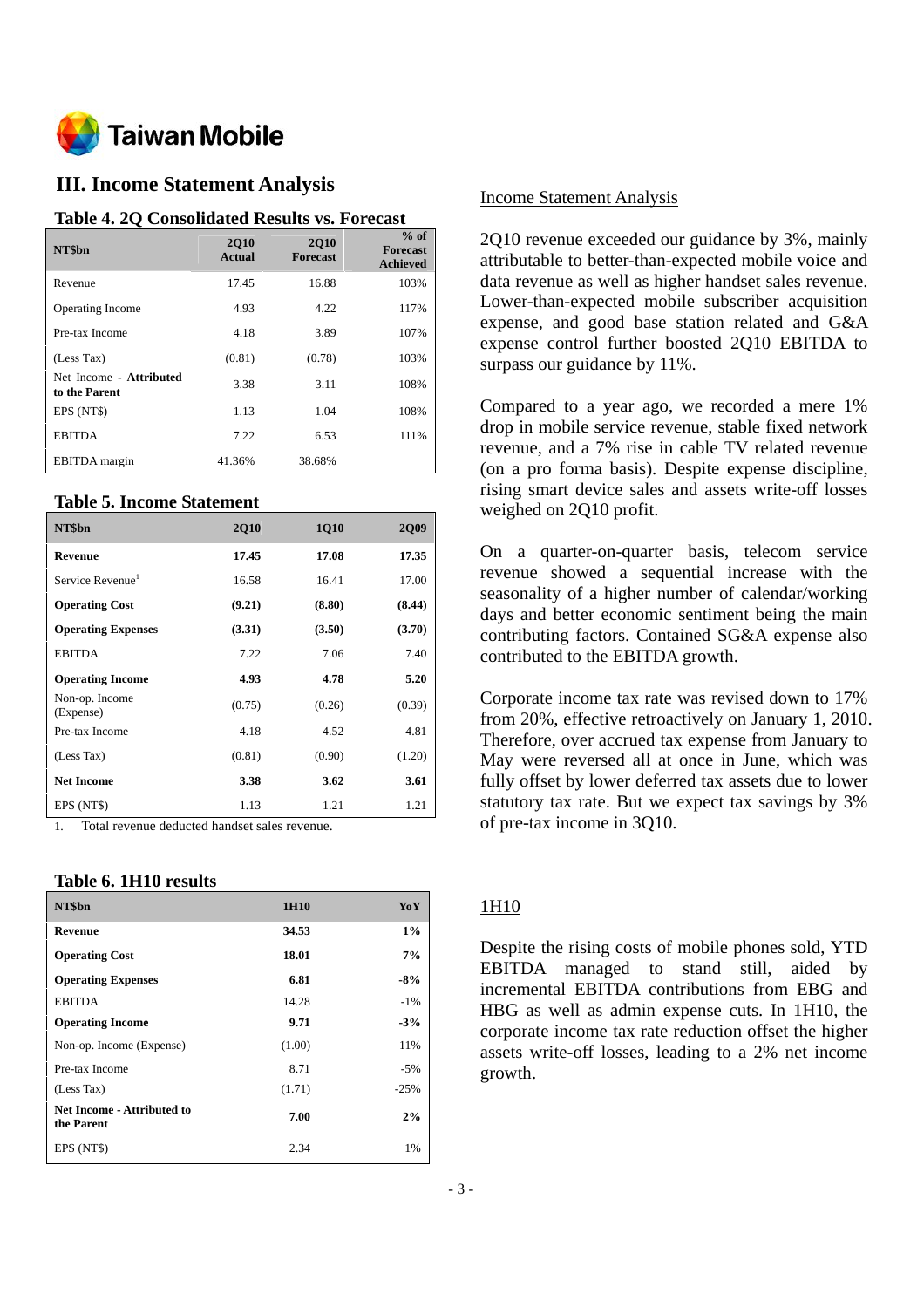# III. Income Statement Analysis

### Table 4. 2Q Consolidated Results vs. Forecast

| NT$bn | 2Q10 Actual | 2Q10 Forecast | % of Forecast Achieved |
|---|---|---|---|
| Revenue | 17.45 | 16.88 | 103% |
| Operating Income | 4.93 | 4.22 | 117% |
| Pre-tax Income | 4.18 | 3.89 | 107% |
| (Less Tax) | (0.81) | (0.78) | 103% |
| Net Income - **Attributed to the Parent** | 3.38 | 3.11 | 108% |
| EPS (NT$) | 1.13 | 1.04 | 108% |
| EBITDA | 7.22 | 6.53 | 111% |
| EBITDA margin | 41.36% | 38.68% | |

### Table 5. Income Statement

| NT$bn | 2Q10 | 1Q10 | 2Q09 |
|---|---|---|---|
| **Revenue** | **17.45** | **17.08** | **17.35** |
| Service Revenue[1] | 16.58 | 16.41 | 17.00 |
| **Operating Cost** | **(9.21)** | **(8.80)** | **(8.44)** |
| **Operating Expenses** | **(3.31)** | **(3.50)** | **(3.70)** |
| EBITDA | 7.22 | 7.06 | 7.40 |
| **Operating Income** | **4.93** | **4.78** | **5.20** |
| Non-op. Income (Expense) | (0.75) | (0.26) | (0.39) |
| Pre-tax Income | 4.18 | 4.52 | 4.81 |
| (Less Tax) | (0.81) | (0.90) | (1.20) |
| **Net Income** | **3.38** | **3.62** | **3.61** |
| EPS (NT$) | 1.13 | 1.21 | 1.21 |

1. Total revenue deducted handset sales revenue.

### Table 6. 1H10 results

| NT$bn | 1H10 | YoY |
|---|---|---|
| **Revenue** | **34.53** | **1%** |
| **Operating Cost** | **18.01** | **7%** |
| **Operating Expenses** | **6.81** | **-8%** |
| EBITDA | 14.28 | -1% |
| **Operating Income** | **9.71** | **-3%** |
| Non-op. Income (Expense) | (1.00) | 11% |
| Pre-tax Income | 8.71 | -5% |
| (Less Tax) | (1.71) | -25% |
| **Net Income - Attributed to the Parent** | **7.00** | **2%** |
| EPS (NT$) | 2.34 | 1% |

## Income Statement Analysis

2Q10 revenue exceeded our guidance by 3%, mainly attributable to better-than-expected mobile voice and data revenue as well as higher handset sales revenue. Lower-than-expected mobile subscriber acquisition expense, and good base station related and G&A expense control further boosted 2Q10 EBITDA to surpass our guidance by 11%.

Compared to a year ago, we recorded a mere 1% drop in mobile service revenue, stable fixed network revenue, and a 7% rise in cable TV related revenue (on a pro forma basis). Despite expense discipline, rising smart device sales and assets write-off losses weighed on 2Q10 profit.

On a quarter-on-quarter basis, telecom service revenue showed a sequential increase with the seasonality of a higher number of calendar/working days and better economic sentiment being the main contributing factors. Contained SG&A expense also contributed to the EBITDA growth.

Corporate income tax rate was revised down to 17% from 20%, effective retroactively on January 1, 2010. Therefore, over accrued tax expense from January to May were reversed all at once in June, which was fully offset by lower deferred tax assets due to lower statutory tax rate. But we expect tax savings by 3% of pre-tax income in 3Q10.

## 1H10

Despite the rising costs of mobile phones sold, YTD EBITDA managed to stand still, aided by incremental EBITDA contributions from EBG and HBG as well as admin expense cuts. In 1H10, the corporate income tax rate reduction offset the higher assets write-off losses, leading to a 2% net income growth.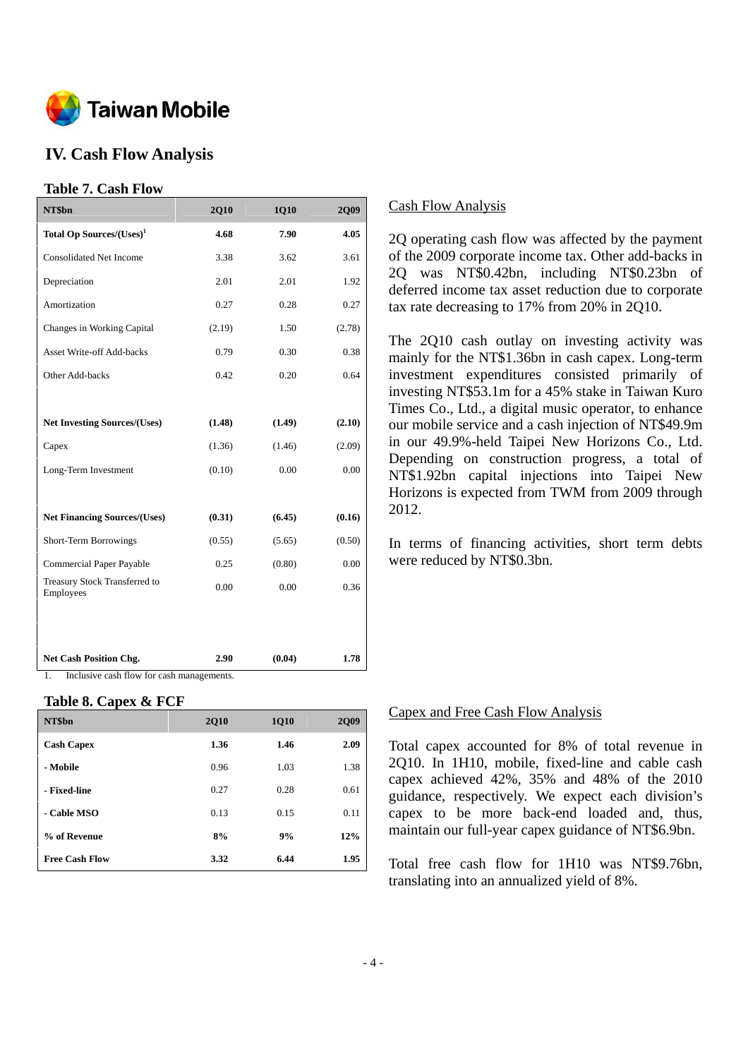## IV. Cash Flow Analysis

### Table 7. Cash Flow

| NT$bn | 2Q10 | 1Q10 | 2Q09 |
|---|---|---|---|
| **Total Op Sources/(Uses)[1]** | **4.68** | **7.90** | **4.05** |
| Consolidated Net Income | 3.38 | 3.62 | 3.61 |
| Depreciation | 2.01 | 2.01 | 1.92 |
| Amortization | 0.27 | 0.28 | 0.27 |
| Changes in Working Capital | (2.19) | 1.50 | (2.78) |
| Asset Write-off Add-backs | 0.79 | 0.30 | 0.38 |
| Other Add-backs | 0.42 | 0.20 | 0.64 |
| **Net Investing Sources/(Uses)** | **(1.48)** | **(1.49)** | **(2.10)** |
| Capex | (1.36) | (1.46) | (2.09) |
| Long-Term Investment | (0.10) | 0.00 | 0.00 |
| **Net Financing Sources/(Uses)** | **(0.31)** | **(6.45)** | **(0.16)** |
| Short-Term Borrowings | (0.55) | (5.65) | (0.50) |
| Commercial Paper Payable | 0.25 | (0.80) | 0.00 |
| Treasury Stock Transferred to Employees | 0.00 | 0.00 | 0.36 |
| **Net Cash Position Chg.** | **2.90** | **(0.04)** | **1.78** |

1. Inclusive cash flow for cash managements.

### Cash Flow Analysis

2Q operating cash flow was affected by the payment of the 2009 corporate income tax. Other add-backs in 2Q was NT$0.42bn, including NT$0.23bn of deferred income tax asset reduction due to corporate tax rate decreasing to 17% from 20% in 2Q10.

The 2Q10 cash outlay on investing activity was mainly for the NT$1.36bn in cash capex. Long-term investment expenditures consisted primarily of investing NT$53.1m for a 45% stake in Taiwan Kuro Times Co., Ltd., a digital music operator, to enhance our mobile service and a cash injection of NT$49.9m in our 49.9%-held Taipei New Horizons Co., Ltd. Depending on construction progress, a total of NT$1.92bn capital injections into Taipei New Horizons is expected from TWM from 2009 through 2012.

In terms of financing activities, short term debts were reduced by NT$0.3bn.

### Table 8. Capex & FCF

| NT$bn | 2Q10 | 1Q10 | 2Q09 |
|---|---|---|---|
| **Cash Capex** | **1.36** | **1.46** | **2.09** |
| **- Mobile** | 0.96 | 1.03 | 1.38 |
| **- Fixed-line** | 0.27 | 0.28 | 0.61 |
| **- Cable MSO** | 0.13 | 0.15 | 0.11 |
| **% of Revenue** | **8%** | **9%** | **12%** |
| **Free Cash Flow** | **3.32** | **6.44** | **1.95** |

### Capex and Free Cash Flow Analysis

Total capex accounted for 8% of total revenue in 2Q10. In 1H10, mobile, fixed-line and cable cash capex achieved 42%, 35% and 48% of the 2010 guidance, respectively. We expect each division's capex to be more back-end loaded and, thus, maintain our full-year capex guidance of NT$6.9bn.

Total free cash flow for 1H10 was NT$9.76bn, translating into an annualized yield of 8%.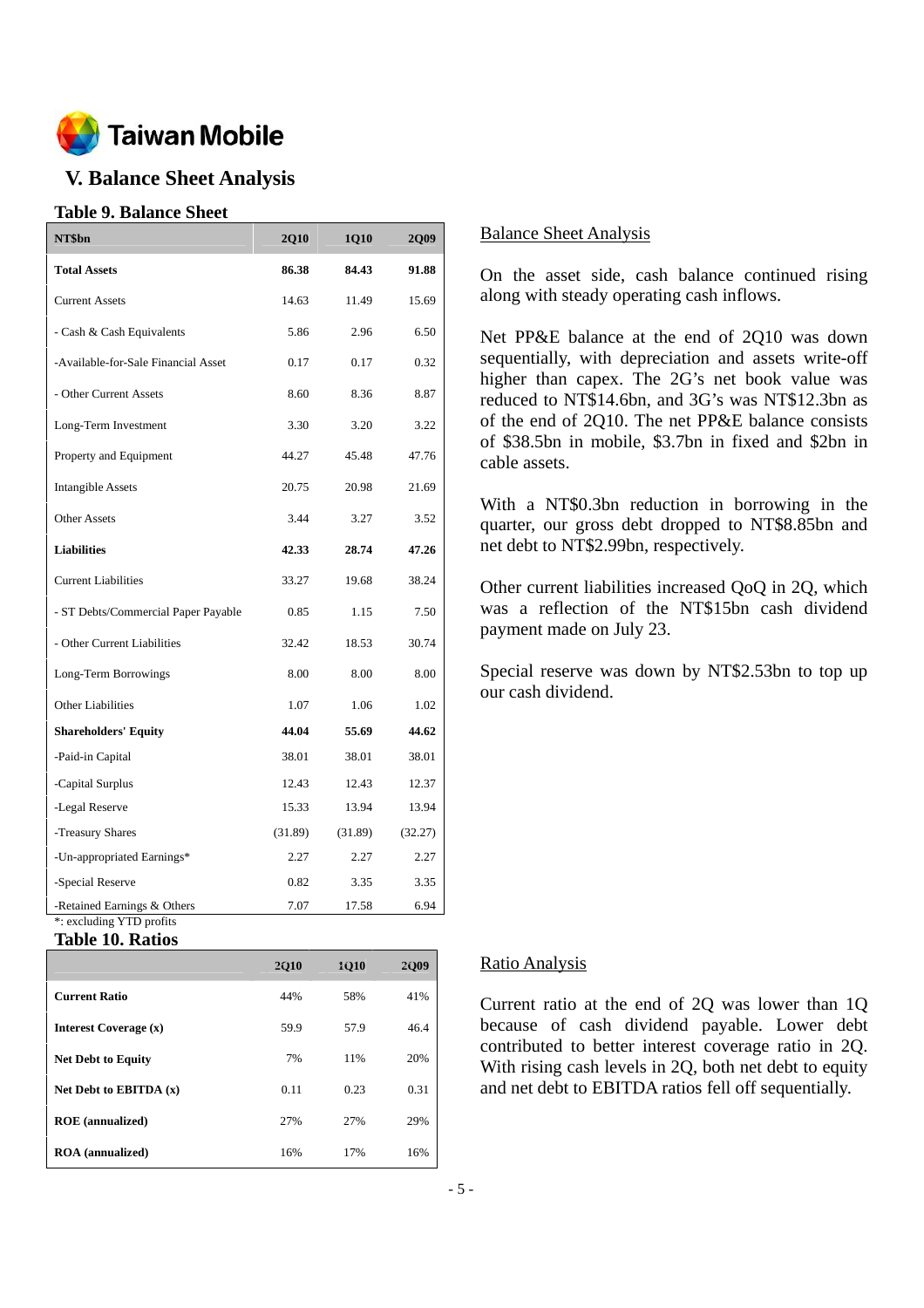# V. Balance Sheet Analysis

## Table 9. Balance Sheet

| NT$bn | 2Q10 | 1Q10 | 2Q09 |
|---|---|---|---|
| **Total Assets** | **86.38** | **84.43** | **91.88** |
| Current Assets | 14.63 | 11.49 | 15.69 |
| - Cash & Cash Equivalents | 5.86 | 2.96 | 6.50 |
| -Available-for-Sale Financial Asset | 0.17 | 0.17 | 0.32 |
| - Other Current Assets | 8.60 | 8.36 | 8.87 |
| Long-Term Investment | 3.30 | 3.20 | 3.22 |
| Property and Equipment | 44.27 | 45.48 | 47.76 |
| Intangible Assets | 20.75 | 20.98 | 21.69 |
| Other Assets | 3.44 | 3.27 | 3.52 |
| **Liabilities** | **42.33** | **28.74** | **47.26** |
| Current Liabilities | 33.27 | 19.68 | 38.24 |
| - ST Debts/Commercial Paper Payable | 0.85 | 1.15 | 7.50 |
| - Other Current Liabilities | 32.42 | 18.53 | 30.74 |
| Long-Term Borrowings | 8.00 | 8.00 | 8.00 |
| Other Liabilities | 1.07 | 1.06 | 1.02 |
| **Shareholders' Equity** | **44.04** | **55.69** | **44.62** |
| -Paid-in Capital | 38.01 | 38.01 | 38.01 |
| -Capital Surplus | 12.43 | 12.43 | 12.37 |
| -Legal Reserve | 15.33 | 13.94 | 13.94 |
| -Treasury Shares | (31.89) | (31.89) | (32.27) |
| -Un-appropriated Earnings* | 2.27 | 2.27 | 2.27 |
| -Special Reserve | 0.82 | 3.35 | 3.35 |
| -Retained Earnings & Others | 7.07 | 17.58 | 6.94 |

*: excluding YTD profits

### Balance Sheet Analysis

On the asset side, cash balance continued rising along with steady operating cash inflows.

Net PP&E balance at the end of 2Q10 was down sequentially, with depreciation and assets write-off higher than capex. The 2G's net book value was reduced to NT$14.6bn, and 3G's was NT$12.3bn as of the end of 2Q10. The net PP&E balance consists of $38.5bn in mobile, $3.7bn in fixed and $2bn in cable assets.

With a NT$0.3bn reduction in borrowing in the quarter, our gross debt dropped to NT$8.85bn and net debt to NT$2.99bn, respectively.

Other current liabilities increased QoQ in 2Q, which was a reflection of the NT$15bn cash dividend payment made on July 23.

Special reserve was down by NT$2.53bn to top up our cash dividend.

## Table 10. Ratios

| | 2Q10 | 1Q10 | 2Q09 |
|---|---|---|---|
| **Current Ratio** | 44% | 58% | 41% |
| **Interest Coverage (x)** | 59.9 | 57.9 | 46.4 |
| **Net Debt to Equity** | 7% | 11% | 20% |
| **Net Debt to EBITDA (x)** | 0.11 | 0.23 | 0.31 |
| **ROE (annualized)** | 27% | 27% | 29% |
| **ROA (annualized)** | 16% | 17% | 16% |

### Ratio Analysis

Current ratio at the end of 2Q was lower than 1Q because of cash dividend payable. Lower debt contributed to better interest coverage ratio in 2Q. With rising cash levels in 2Q, both net debt to equity and net debt to EBITDA ratios fell off sequentially.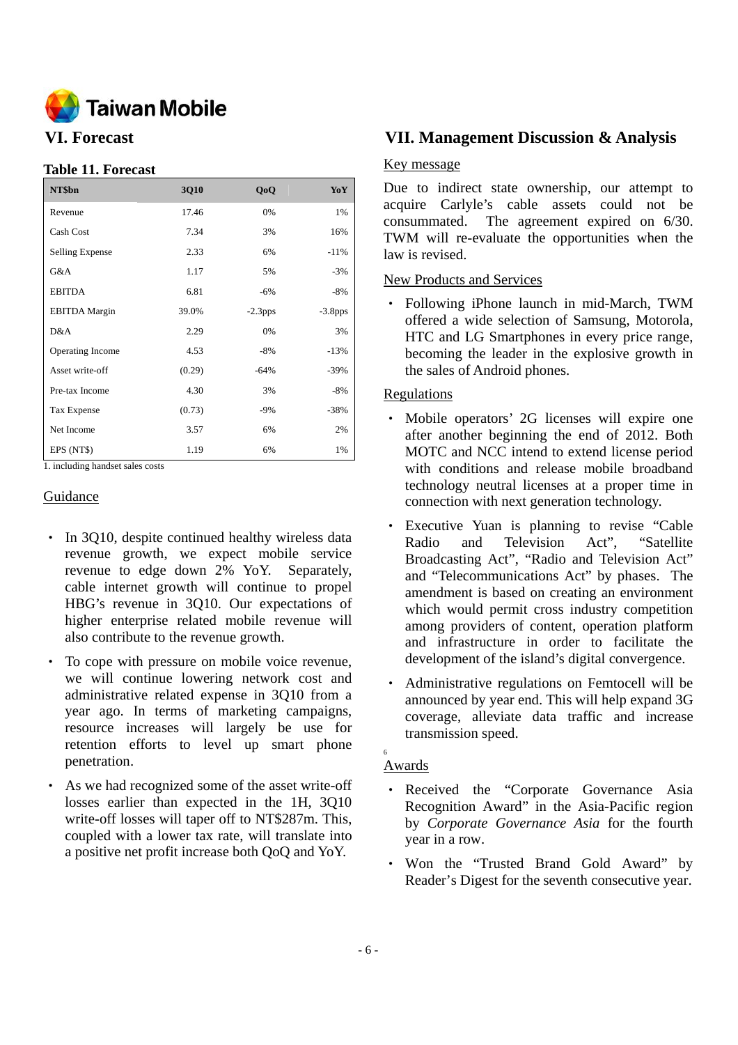## VI. Forecast

### Table 11. Forecast

| NT$bn | 3Q10 | QoQ | YoY |
|---|---|---|---|
| Revenue | 17.46 | 0% | 1% |
| Cash Cost | 7.34 | 3% | 16% |
| Selling Expense | 2.33 | 6% | -11% |
| G&A | 1.17 | 5% | -3% |
| EBITDA | 6.81 | -6% | -8% |
| EBITDA Margin | 39.0% | -2.3pps | -3.8pps |
| D&A | 2.29 | 0% | 3% |
| Operating Income | 4.53 | -8% | -13% |
| Asset write-off | (0.29) | -64% | -39% |
| Pre-tax Income | 4.30 | 3% | -8% |
| Tax Expense | (0.73) | -9% | -38% |
| Net Income | 3.57 | 6% | 2% |
| EPS (NT$) | 1.19 | 6% | 1% |

1. including handset sales costs

### Guidance

- In 3Q10, despite continued healthy wireless data revenue growth, we expect mobile service revenue to edge down 2% YoY. Separately, cable internet growth will continue to propel HBG's revenue in 3Q10. Our expectations of higher enterprise related mobile revenue will also contribute to the revenue growth.
- To cope with pressure on mobile voice revenue, we will continue lowering network cost and administrative related expense in 3Q10 from a year ago. In terms of marketing campaigns, resource increases will largely be use for retention efforts to level up smart phone penetration.
- As we had recognized some of the asset write-off losses earlier than expected in the 1H, 3Q10 write-off losses will taper off to NT$287m. This, coupled with a lower tax rate, will translate into a positive net profit increase both QoQ and YoY.

## VII. Management Discussion & Analysis

### Key message

Due to indirect state ownership, our attempt to acquire Carlyle's cable assets could not be consummated. The agreement expired on 6/30. TWM will re-evaluate the opportunities when the law is revised.

### New Products and Services

- Following iPhone launch in mid-March, TWM offered a wide selection of Samsung, Motorola, HTC and LG Smartphones in every price range, becoming the leader in the explosive growth in the sales of Android phones.

### Regulations

- Mobile operators' 2G licenses will expire one after another beginning the end of 2012. Both MOTC and NCC intend to extend license period with conditions and release mobile broadband technology neutral licenses at a proper time in connection with next generation technology.
- Executive Yuan is planning to revise "Cable Radio and Television Act", "Satellite Broadcasting Act", "Radio and Television Act" and "Telecommunications Act" by phases. The amendment is based on creating an environment which would permit cross industry competition among providers of content, operation platform and infrastructure in order to facilitate the development of the island's digital convergence.
- Administrative regulations on Femtocell will be announced by year end. This will help expand 3G coverage, alleviate data traffic and increase transmission speed.

### Awards

- Received the "Corporate Governance Asia Recognition Award" in the Asia-Pacific region by *Corporate Governance Asia* for the fourth year in a row.
- Won the "Trusted Brand Gold Award" by Reader's Digest for the seventh consecutive year.